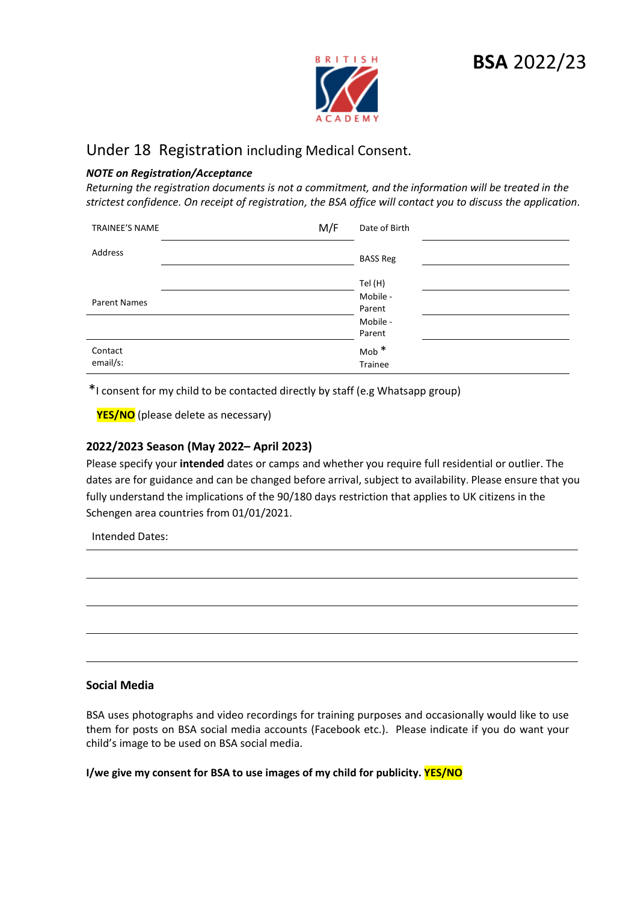BRITISH ACADEMY

**BSA** 2022/23

## Under 18 Registration including Medical Consent.

***NOTE on Registration/Acceptance***

*Returning the registration documents is not a commitment, and the information will be treated in the strictest confidence. On receipt of registration, the BSA office will contact you to discuss the application.*

| | | | |
|---|---|---|---|
| TRAINEE'S NAME | M/F | Date of Birth | |
| Address | | BASS Reg | |
| | | Tel (H) | |
| Parent Names | | Mobile - Parent | |
| | | Mobile - Parent | |
| Contact email/s: | | Mob * Trainee | |

*I consent for my child to be contacted directly by staff (e.g Whatsapp group)

**YES/NO** (please delete as necessary)

### 2022/2023 Season (May 2022– April 2023)

Please specify your **intended** dates or camps and whether you require full residential or outlier. The dates are for guidance and can be changed before arrival, subject to availability. Please ensure that you fully understand the implications of the 90/180 days restriction that applies to UK citizens in the Schengen area countries from 01/01/2021.

Intended Dates:

### Social Media

BSA uses photographs and video recordings for training purposes and occasionally would like to use them for posts on BSA social media accounts (Facebook etc.). Please indicate if you do want your child's image to be used on BSA social media.

**I/we give my consent for BSA to use images of my child for publicity. YES/NO**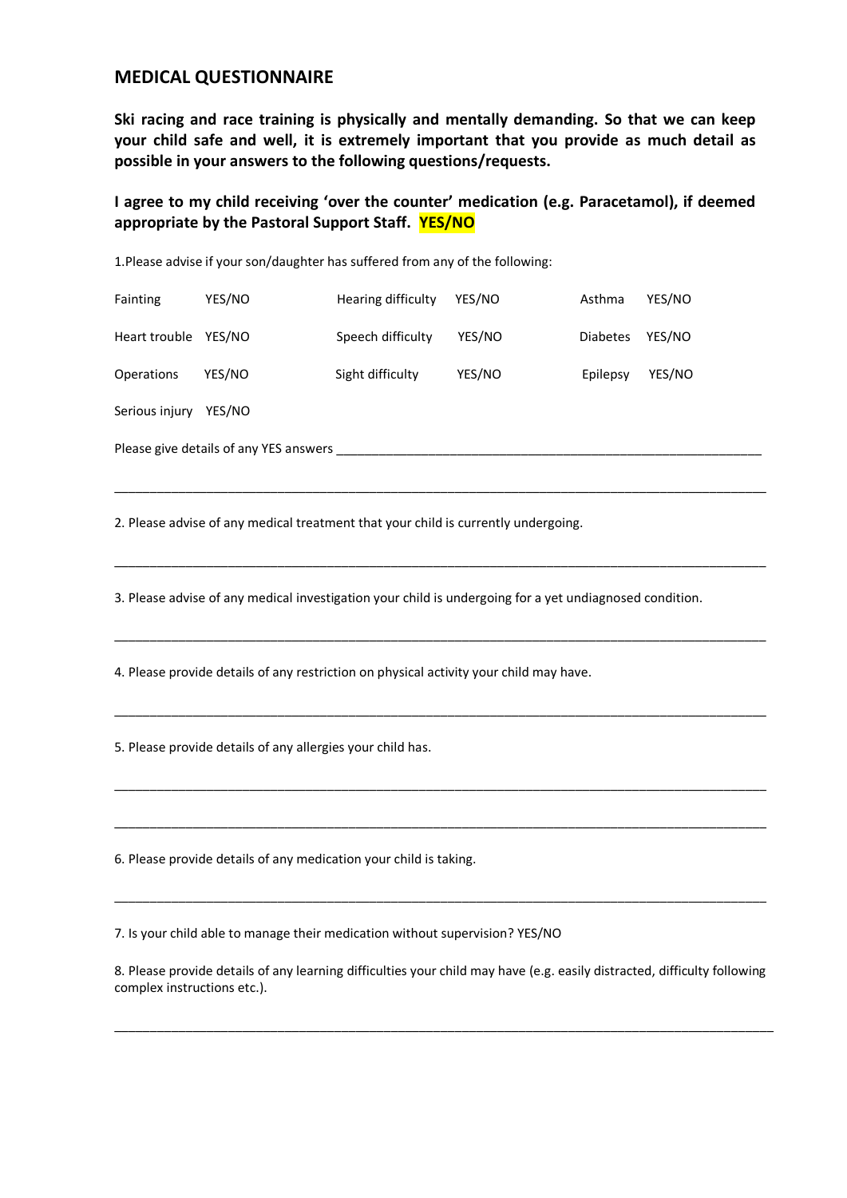## MEDICAL QUESTIONNAIRE

**Ski racing and race training is physically and mentally demanding. So that we can keep your child safe and well, it is extremely important that you provide as much detail as possible in your answers to the following questions/requests.**

**I agree to my child receiving 'over the counter' medication (e.g. Paracetamol), if deemed appropriate by the Pastoral Support Staff. YES/NO**

1.Please advise if your son/daughter has suffered from any of the following:

| | | | | | |
|---|---|---|---|---|---|
| Fainting | YES/NO | Hearing difficulty | YES/NO | Asthma | YES/NO |
| Heart trouble | YES/NO | Speech difficulty | YES/NO | Diabetes | YES/NO |
| Operations | YES/NO | Sight difficulty | YES/NO | Epilepsy | YES/NO |
| Serious injury | YES/NO | | | | |

Please give details of any YES answers ______________________________________________________________

_____________________________________________________________________________________________

2. Please advise of any medical treatment that your child is currently undergoing.

_____________________________________________________________________________________________

3. Please advise of any medical investigation your child is undergoing for a yet undiagnosed condition.

_____________________________________________________________________________________________

4. Please provide details of any restriction on physical activity your child may have.

_____________________________________________________________________________________________

5. Please provide details of any allergies your child has.

_____________________________________________________________________________________________

_____________________________________________________________________________________________

6. Please provide details of any medication your child is taking.

_____________________________________________________________________________________________

7. Is your child able to manage their medication without supervision? YES/NO

8. Please provide details of any learning difficulties your child may have (e.g. easily distracted, difficulty following complex instructions etc.).

_____________________________________________________________________________________________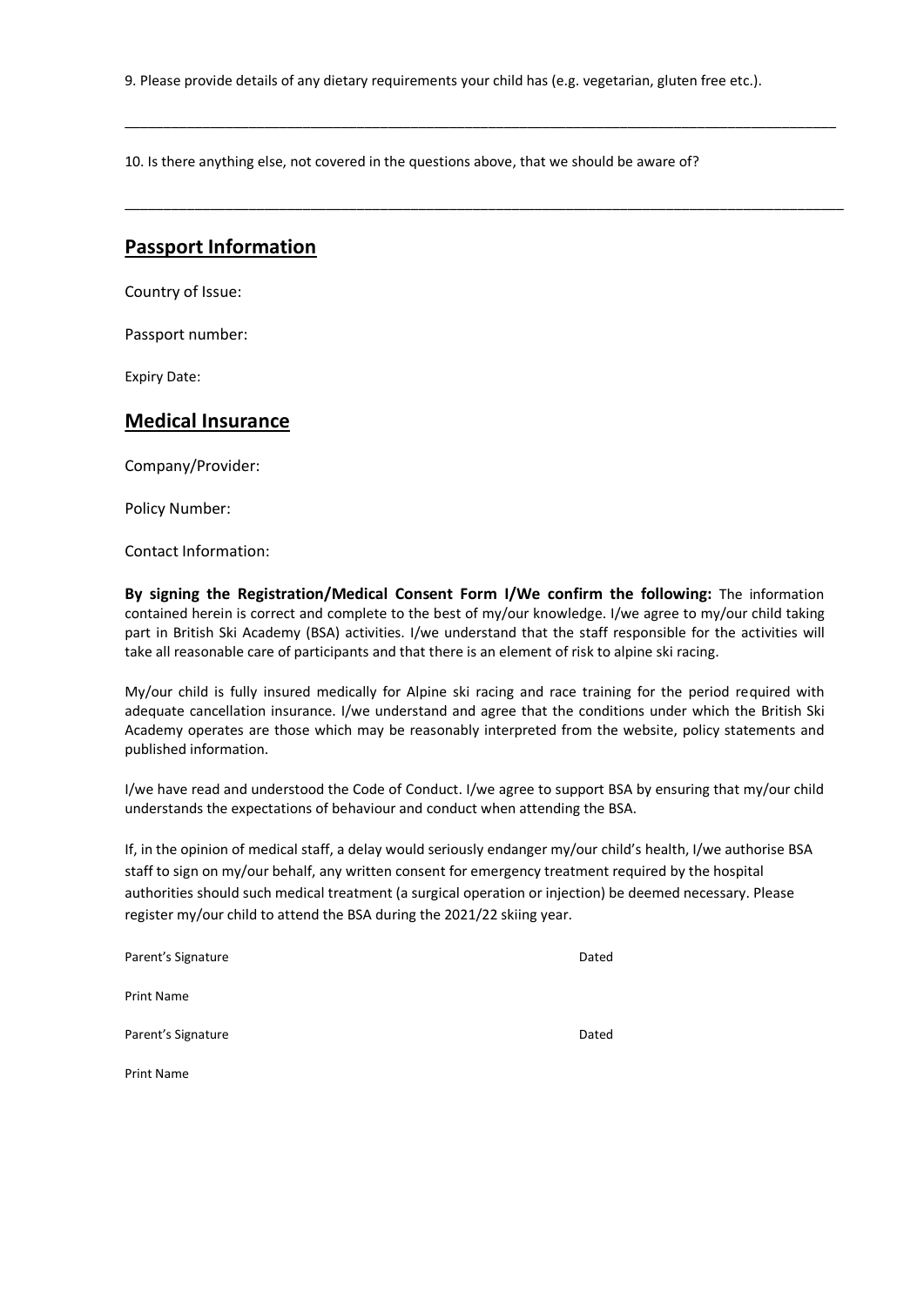9. Please provide details of any dietary requirements your child has (e.g. vegetarian, gluten free etc.).

_______________________________________________________________________________________________

10. Is there anything else, not covered in the questions above, that we should be aware of?

_______________________________________________________________________________________________

## Passport Information

Country of Issue:

Passport number:

Expiry Date:

## Medical Insurance

Company/Provider:

Policy Number:

Contact Information:

**By signing the Registration/Medical Consent Form I/We confirm the following:** The information contained herein is correct and complete to the best of my/our knowledge. I/we agree to my/our child taking part in British Ski Academy (BSA) activities. I/we understand that the staff responsible for the activities will take all reasonable care of participants and that there is an element of risk to alpine ski racing.

My/our child is fully insured medically for Alpine ski racing and race training for the period required with adequate cancellation insurance. I/we understand and agree that the conditions under which the British Ski Academy operates are those which may be reasonably interpreted from the website, policy statements and published information.

I/we have read and understood the Code of Conduct. I/we agree to support BSA by ensuring that my/our child understands the expectations of behaviour and conduct when attending the BSA.

If, in the opinion of medical staff, a delay would seriously endanger my/our child's health, I/we authorise BSA staff to sign on my/our behalf, any written consent for emergency treatment required by the hospital authorities should such medical treatment (a surgical operation or injection) be deemed necessary. Please register my/our child to attend the BSA during the 2021/22 skiing year.

Parent's Signature Dated

Print Name

Parent's Signature Dated

Print Name